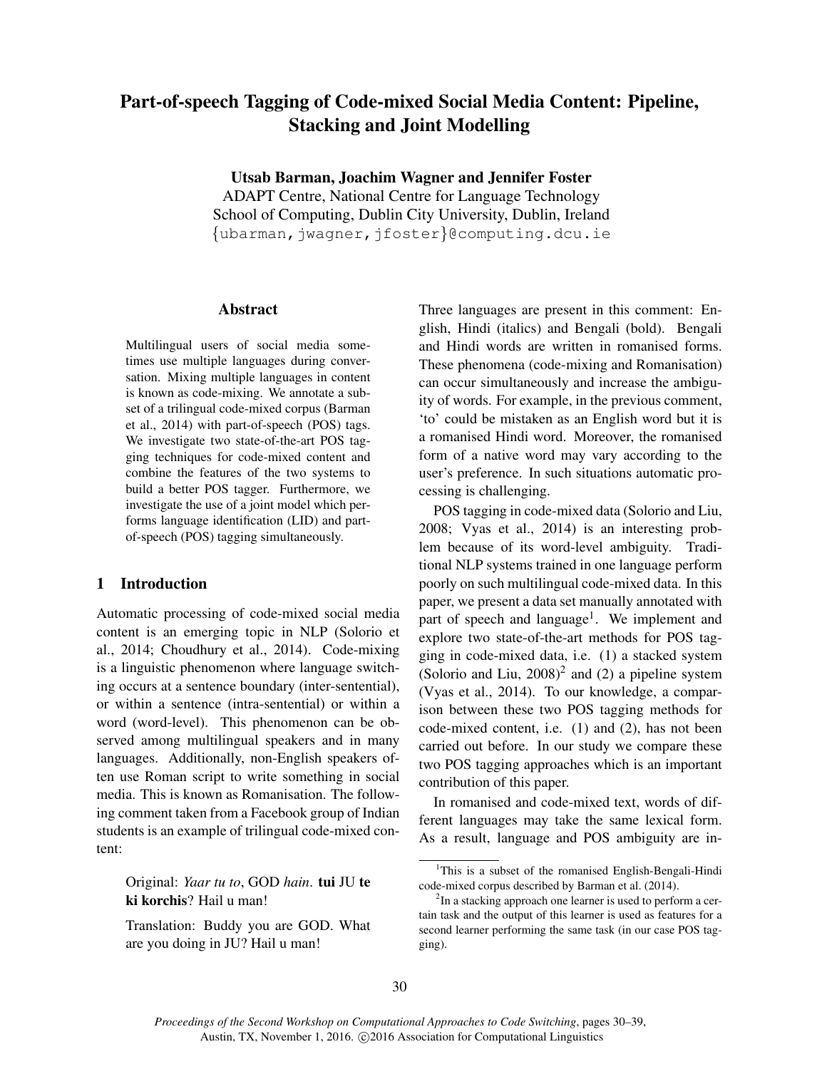# Part-of-speech Tagging of Code-mixed Social Media Content: Pipeline, Stacking and Joint Modelling

**Utsab Barman, Joachim Wagner and Jennifer Foster**
ADAPT Centre, National Centre for Language Technology
School of Computing, Dublin City University, Dublin, Ireland
{ubarman,jwagner,jfoster}@computing.dcu.ie

## Abstract

Multilingual users of social media sometimes use multiple languages during conversation. Mixing multiple languages in content is known as code-mixing. We annotate a subset of a trilingual code-mixed corpus (Barman et al., 2014) with part-of-speech (POS) tags. We investigate two state-of-the-art POS tagging techniques for code-mixed content and combine the features of the two systems to build a better POS tagger. Furthermore, we investigate the use of a joint model which performs language identification (LID) and part-of-speech (POS) tagging simultaneously.

## 1 Introduction

Automatic processing of code-mixed social media content is an emerging topic in NLP (Solorio et al., 2014; Choudhury et al., 2014). Code-mixing is a linguistic phenomenon where language switching occurs at a sentence boundary (inter-sentential), or within a sentence (intra-sentential) or within a word (word-level). This phenomenon can be observed among multilingual speakers and in many languages. Additionally, non-English speakers often use Roman script to write something in social media. This is known as Romanisation. The following comment taken from a Facebook group of Indian students is an example of trilingual code-mixed content:

> Original: *Yaar tu to*, GOD *hain*. **tui** JU **te ki korchis**? Hail u man!
>
> Translation: Buddy you are GOD. What are you doing in JU? Hail u man!

Three languages are present in this comment: English, Hindi (italics) and Bengali (bold). Bengali and Hindi words are written in romanised forms. These phenomena (code-mixing and Romanisation) can occur simultaneously and increase the ambiguity of words. For example, in the previous comment, 'to' could be mistaken as an English word but it is a romanised Hindi word. Moreover, the romanised form of a native word may vary according to the user's preference. In such situations automatic processing is challenging.

POS tagging in code-mixed data (Solorio and Liu, 2008; Vyas et al., 2014) is an interesting problem because of its word-level ambiguity. Traditional NLP systems trained in one language perform poorly on such multilingual code-mixed data. In this paper, we present a data set manually annotated with part of speech and language[1]. We implement and explore two state-of-the-art methods for POS tagging in code-mixed data, i.e. (1) a stacked system (Solorio and Liu, 2008)[2] and (2) a pipeline system (Vyas et al., 2014). To our knowledge, a comparison between these two POS tagging methods for code-mixed content, i.e. (1) and (2), has not been carried out before. In our study we compare these two POS tagging approaches which is an important contribution of this paper.

In romanised and code-mixed text, words of different languages may take the same lexical form. As a result, language and POS ambiguity are in-

[1] This is a subset of the romanised English-Bengali-Hindi code-mixed corpus described by Barman et al. (2014).

[2] In a stacking approach one learner is used to perform a certain task and the output of this learner is used as features for a second learner performing the same task (in our case POS tagging).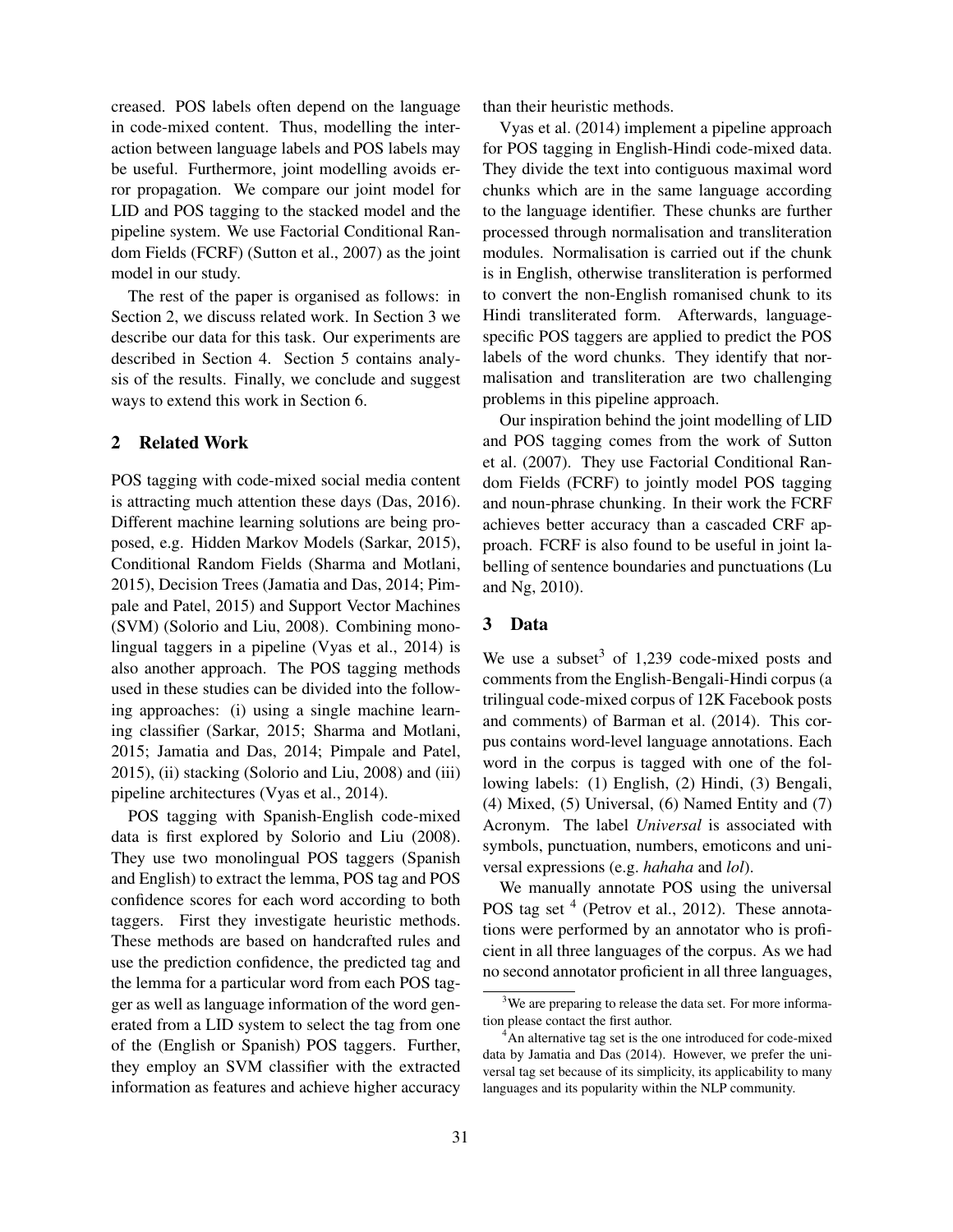creased. POS labels often depend on the language in code-mixed content. Thus, modelling the interaction between language labels and POS labels may be useful. Furthermore, joint modelling avoids error propagation. We compare our joint model for LID and POS tagging to the stacked model and the pipeline system. We use Factorial Conditional Random Fields (FCRF) (Sutton et al., 2007) as the joint model in our study.

The rest of the paper is organised as follows: in Section 2, we discuss related work. In Section 3 we describe our data for this task. Our experiments are described in Section 4. Section 5 contains analysis of the results. Finally, we conclude and suggest ways to extend this work in Section 6.

## 2 Related Work

POS tagging with code-mixed social media content is attracting much attention these days (Das, 2016). Different machine learning solutions are being proposed, e.g. Hidden Markov Models (Sarkar, 2015), Conditional Random Fields (Sharma and Motlani, 2015), Decision Trees (Jamatia and Das, 2014; Pimpale and Patel, 2015) and Support Vector Machines (SVM) (Solorio and Liu, 2008). Combining monolingual taggers in a pipeline (Vyas et al., 2014) is also another approach. The POS tagging methods used in these studies can be divided into the following approaches: (i) using a single machine learning classifier (Sarkar, 2015; Sharma and Motlani, 2015; Jamatia and Das, 2014; Pimpale and Patel, 2015), (ii) stacking (Solorio and Liu, 2008) and (iii) pipeline architectures (Vyas et al., 2014).

POS tagging with Spanish-English code-mixed data is first explored by Solorio and Liu (2008). They use two monolingual POS taggers (Spanish and English) to extract the lemma, POS tag and POS confidence scores for each word according to both taggers. First they investigate heuristic methods. These methods are based on handcrafted rules and use the prediction confidence, the predicted tag and the lemma for a particular word from each POS tagger as well as language information of the word generated from a LID system to select the tag from one of the (English or Spanish) POS taggers. Further, they employ an SVM classifier with the extracted information as features and achieve higher accuracy than their heuristic methods.

Vyas et al. (2014) implement a pipeline approach for POS tagging in English-Hindi code-mixed data. They divide the text into contiguous maximal word chunks which are in the same language according to the language identifier. These chunks are further processed through normalisation and transliteration modules. Normalisation is carried out if the chunk is in English, otherwise transliteration is performed to convert the non-English romanised chunk to its Hindi transliterated form. Afterwards, language-specific POS taggers are applied to predict the POS labels of the word chunks. They identify that normalisation and transliteration are two challenging problems in this pipeline approach.

Our inspiration behind the joint modelling of LID and POS tagging comes from the work of Sutton et al. (2007). They use Factorial Conditional Random Fields (FCRF) to jointly model POS tagging and noun-phrase chunking. In their work the FCRF achieves better accuracy than a cascaded CRF approach. FCRF is also found to be useful in joint labelling of sentence boundaries and punctuations (Lu and Ng, 2010).

## 3 Data

We use a subset[3] of 1,239 code-mixed posts and comments from the English-Bengali-Hindi corpus (a trilingual code-mixed corpus of 12K Facebook posts and comments) of Barman et al. (2014). This corpus contains word-level language annotations. Each word in the corpus is tagged with one of the following labels: (1) English, (2) Hindi, (3) Bengali, (4) Mixed, (5) Universal, (6) Named Entity and (7) Acronym. The label *Universal* is associated with symbols, punctuation, numbers, emoticons and universal expressions (e.g. *hahaha* and *lol*).

We manually annotate POS using the universal POS tag set [4] (Petrov et al., 2012). These annotations were performed by an annotator who is proficient in all three languages of the corpus. As we had no second annotator proficient in all three languages,

[3] We are preparing to release the data set. For more information please contact the first author.

[4] An alternative tag set is the one introduced for code-mixed data by Jamatia and Das (2014). However, we prefer the universal tag set because of its simplicity, its applicability to many languages and its popularity within the NLP community.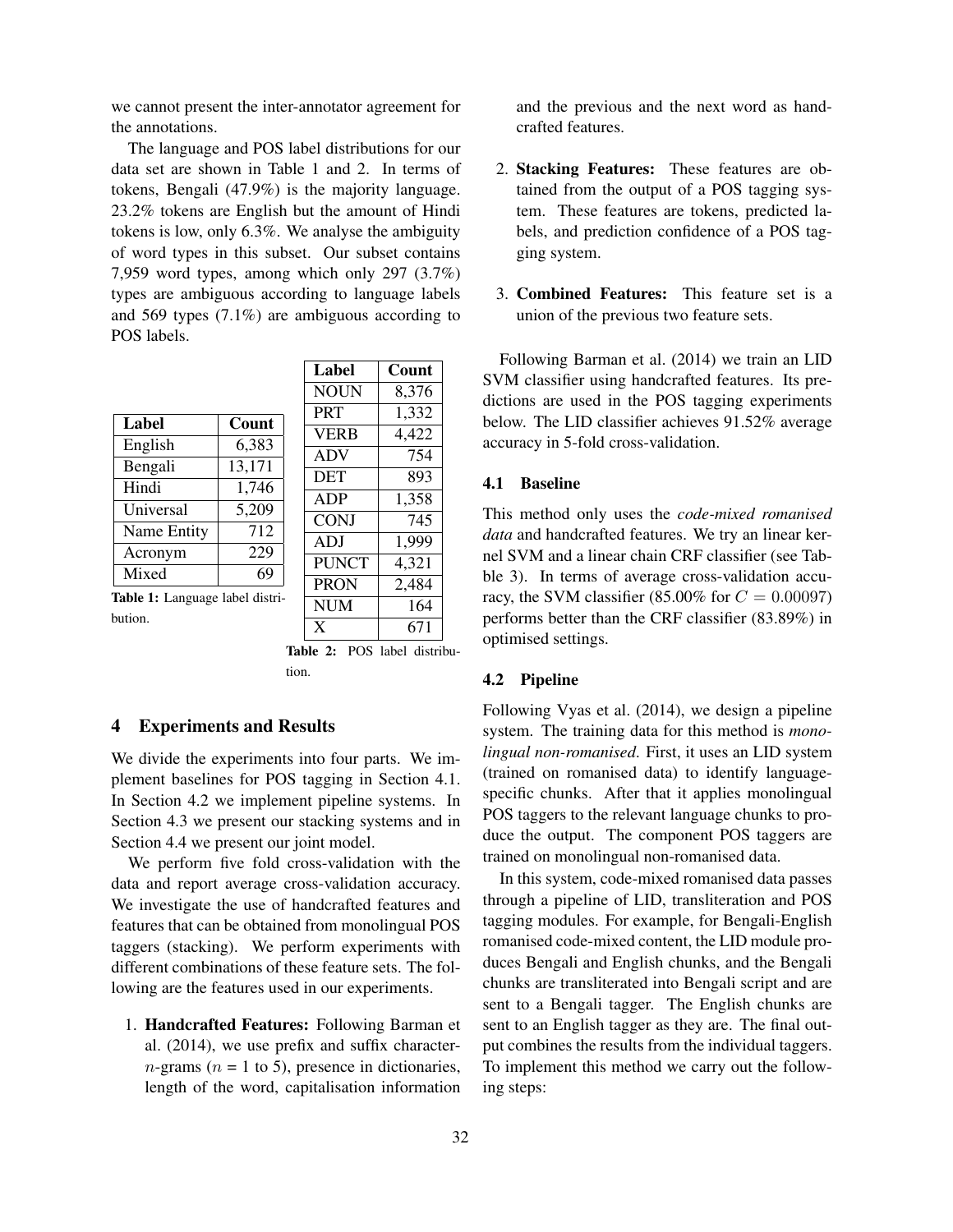we cannot present the inter-annotator agreement for the annotations.

The language and POS label distributions for our data set are shown in Table 1 and 2. In terms of tokens, Bengali (47.9%) is the majority language. 23.2% tokens are English but the amount of Hindi tokens is low, only 6.3%. We analyse the ambiguity of word types in this subset. Our subset contains 7,959 word types, among which only 297 (3.7%) types are ambiguous according to language labels and 569 types (7.1%) are ambiguous according to POS labels.

| Label | Count |
|---|---|
| English | 6,383 |
| Bengali | 13,171 |
| Hindi | 1,746 |
| Universal | 5,209 |
| Name Entity | 712 |
| Acronym | 229 |
| Mixed | 69 |

**Table 1:** Language label distribution.

| Label | Count |
|---|---|
| NOUN | 8,376 |
| PRT | 1,332 |
| VERB | 4,422 |
| ADV | 754 |
| DET | 893 |
| ADP | 1,358 |
| CONJ | 745 |
| ADJ | 1,999 |
| PUNCT | 4,321 |
| PRON | 2,484 |
| NUM | 164 |
| X | 671 |

**Table 2:** POS label distribution.

## 4 Experiments and Results

We divide the experiments into four parts. We implement baselines for POS tagging in Section 4.1. In Section 4.2 we implement pipeline systems. In Section 4.3 we present our stacking systems and in Section 4.4 we present our joint model.

We perform five fold cross-validation with the data and report average cross-validation accuracy. We investigate the use of handcrafted features and features that can be obtained from monolingual POS taggers (stacking). We perform experiments with different combinations of these feature sets. The following are the features used in our experiments.

1. **Handcrafted Features:** Following Barman et al. (2014), we use prefix and suffix character-$n$-grams ($n$ = 1 to 5), presence in dictionaries, length of the word, capitalisation information and the previous and the next word as handcrafted features.

2. **Stacking Features:** These features are obtained from the output of a POS tagging system. These features are tokens, predicted labels, and prediction confidence of a POS tagging system.

3. **Combined Features:** This feature set is a union of the previous two feature sets.

Following Barman et al. (2014) we train an LID SVM classifier using handcrafted features. Its predictions are used in the POS tagging experiments below. The LID classifier achieves 91.52% average accuracy in 5-fold cross-validation.

### 4.1 Baseline

This method only uses the *code-mixed romanised data* and handcrafted features. We try an linear kernel SVM and a linear chain CRF classifier (see Table 3). In terms of average cross-validation accuracy, the SVM classifier (85.00% for $C = 0.00097$) performs better than the CRF classifier (83.89%) in optimised settings.

### 4.2 Pipeline

Following Vyas et al. (2014), we design a pipeline system. The training data for this method is *monolingual non-romanised*. First, it uses an LID system (trained on romanised data) to identify language-specific chunks. After that it applies monolingual POS taggers to the relevant language chunks to produce the output. The component POS taggers are trained on monolingual non-romanised data.

In this system, code-mixed romanised data passes through a pipeline of LID, transliteration and POS tagging modules. For example, for Bengali-English romanised code-mixed content, the LID module produces Bengali and English chunks, and the Bengali chunks are transliterated into Bengali script and are sent to a Bengali tagger. The English chunks are sent to an English tagger as they are. The final output combines the results from the individual taggers. To implement this method we carry out the following steps: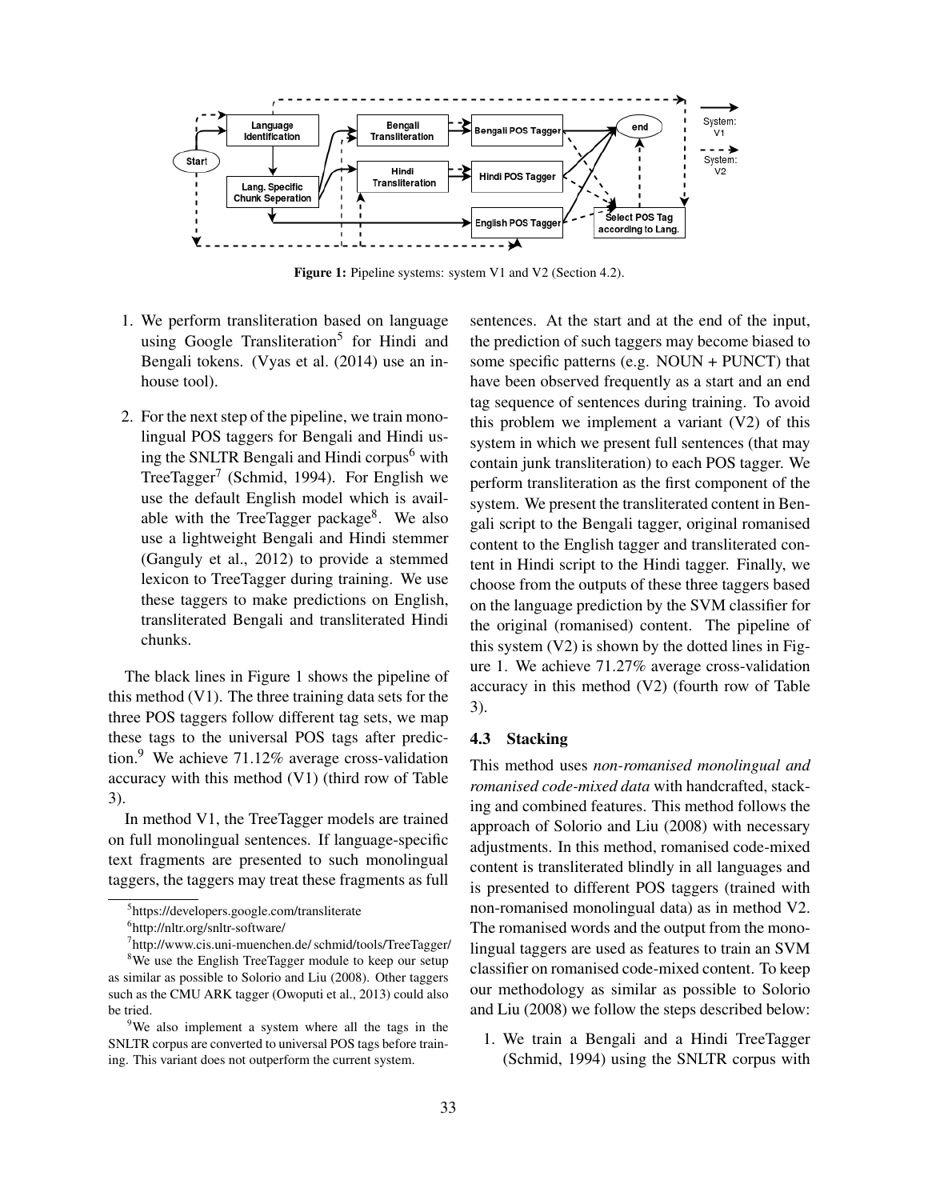Figure 1: Pipeline systems: system V1 and V2 (Section 4.2).

1. We perform transliteration based on language using Google Transliteration[5] for Hindi and Bengali tokens. (Vyas et al. (2014) use an in-house tool).

2. For the next step of the pipeline, we train monolingual POS taggers for Bengali and Hindi using the SNLTR Bengali and Hindi corpus[6] with TreeTagger[7] (Schmid, 1994). For English we use the default English model which is available with the TreeTagger package[8]. We also use a lightweight Bengali and Hindi stemmer (Ganguly et al., 2012) to provide a stemmed lexicon to TreeTagger during training. We use these taggers to make predictions on English, transliterated Bengali and transliterated Hindi chunks.

The black lines in Figure 1 shows the pipeline of this method (V1). The three training data sets for the three POS taggers follow different tag sets, we map these tags to the universal POS tags after prediction.[9] We achieve 71.12% average cross-validation accuracy with this method (V1) (third row of Table 3).

In method V1, the TreeTagger models are trained on full monolingual sentences. If language-specific text fragments are presented to such monolingual taggers, the taggers may treat these fragments as full sentences. At the start and at the end of the input, the prediction of such taggers may become biased to some specific patterns (e.g. NOUN + PUNCT) that have been observed frequently as a start and an end tag sequence of sentences during training. To avoid this problem we implement a variant (V2) of this system in which we present full sentences (that may contain junk transliteration) to each POS tagger. We perform transliteration as the first component of the system. We present the transliterated content in Bengali script to the Bengali tagger, original romanised content to the English tagger and transliterated content in Hindi script to the Hindi tagger. Finally, we choose from the outputs of these three taggers based on the language prediction by the SVM classifier for the original (romanised) content. The pipeline of this system (V2) is shown by the dotted lines in Figure 1. We achieve 71.27% average cross-validation accuracy in this method (V2) (fourth row of Table 3).

### 4.3 Stacking

This method uses *non-romanised monolingual and romanised code-mixed data* with handcrafted, stacking and combined features. This method follows the approach of Solorio and Liu (2008) with necessary adjustments. In this method, romanised code-mixed content is transliterated blindly in all languages and is presented to different POS taggers (trained with non-romanised monolingual data) as in method V2. The romanised words and the output from the monolingual taggers are used as features to train an SVM classifier on romanised code-mixed content. To keep our methodology as similar as possible to Solorio and Liu (2008) we follow the steps described below:

1. We train a Bengali and a Hindi TreeTagger (Schmid, 1994) using the SNLTR corpus with

---

[5] https://developers.google.com/transliterate

[6] http://nltr.org/snltr-software/

[7] http://www.cis.uni-muenchen.de/ schmid/tools/TreeTagger/

[8] We use the English TreeTagger module to keep our setup as similar as possible to Solorio and Liu (2008). Other taggers such as the CMU ARK tagger (Owoputi et al., 2013) could also be tried.

[9] We also implement a system where all the tags in the SNLTR corpus are converted to universal POS tags before training. This variant does not outperform the current system.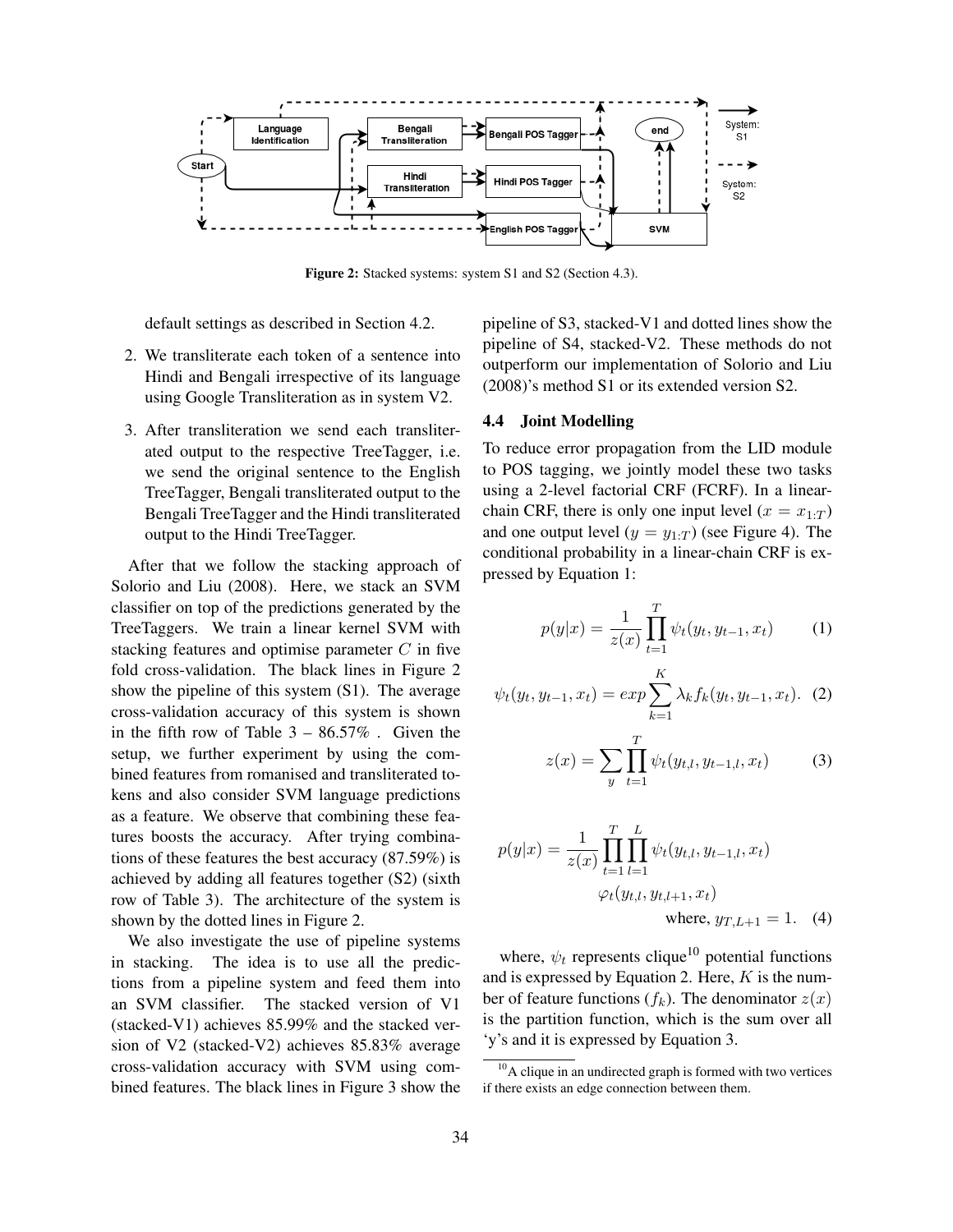Figure 2: Stacked systems: system S1 and S2 (Section 4.3).

default settings as described in Section 4.2.

2. We transliterate each token of a sentence into Hindi and Bengali irrespective of its language using Google Transliteration as in system V2.
3. After transliteration we send each transliterated output to the respective TreeTagger, i.e. we send the original sentence to the English TreeTagger, Bengali transliterated output to the Bengali TreeTagger and the Hindi transliterated output to the Hindi TreeTagger.

After that we follow the stacking approach of Solorio and Liu (2008). Here, we stack an SVM classifier on top of the predictions generated by the TreeTaggers. We train a linear kernel SVM with stacking features and optimise parameter $C$ in five fold cross-validation. The black lines in Figure 2 show the pipeline of this system (S1). The average cross-validation accuracy of this system is shown in the fifth row of Table 3 – 86.57% . Given the setup, we further experiment by using the combined features from romanised and transliterated tokens and also consider SVM language predictions as a feature. We observe that combining these features boosts the accuracy. After trying combinations of these features the best accuracy (87.59%) is achieved by adding all features together (S2) (sixth row of Table 3). The architecture of the system is shown by the dotted lines in Figure 2.

We also investigate the use of pipeline systems in stacking. The idea is to use all the predictions from a pipeline system and feed them into an SVM classifier. The stacked version of V1 (stacked-V1) achieves 85.99% and the stacked version of V2 (stacked-V2) achieves 85.83% average cross-validation accuracy with SVM using combined features. The black lines in Figure 3 show the pipeline of S3, stacked-V1 and dotted lines show the pipeline of S4, stacked-V2. These methods do not outperform our implementation of Solorio and Liu (2008)'s method S1 or its extended version S2.

### 4.4 Joint Modelling

To reduce error propagation from the LID module to POS tagging, we jointly model these two tasks using a 2-level factorial CRF (FCRF). In a linear-chain CRF, there is only one input level ($x = x_{1:T}$) and one output level ($y = y_{1:T}$) (see Figure 4). The conditional probability in a linear-chain CRF is expressed by Equation 1:

$$p(y|x) = \frac{1}{z(x)} \prod_{t=1}^{T} \psi_t(y_t, y_{t-1}, x_t) \quad (1)$$

$$\psi_t(y_t, y_{t-1}, x_t) = exp \sum_{k=1}^{K} \lambda_k f_k(y_t, y_{t-1}, x_t). \quad (2)$$

$$z(x) = \sum_{y} \prod_{t=1}^{T} \psi_t(y_{t,l}, y_{t-1,l}, x_t) \quad (3)$$

$$p(y|x) = \frac{1}{z(x)} \prod_{t=1}^{T} \prod_{l=1}^{L} \psi_t(y_{t,l}, y_{t-1,l}, x_t) \varphi_t(y_{t,l}, y_{t,l+1}, x_t) \quad \text{where, } y_{T,L+1} = 1. \quad (4)$$

where, $\psi_t$ represents clique[10] potential functions and is expressed by Equation 2. Here, $K$ is the number of feature functions ($f_k$). The denominator $z(x)$ is the partition function, which is the sum over all 'y's and it is expressed by Equation 3.

[10] A clique in an undirected graph is formed with two vertices if there exists an edge connection between them.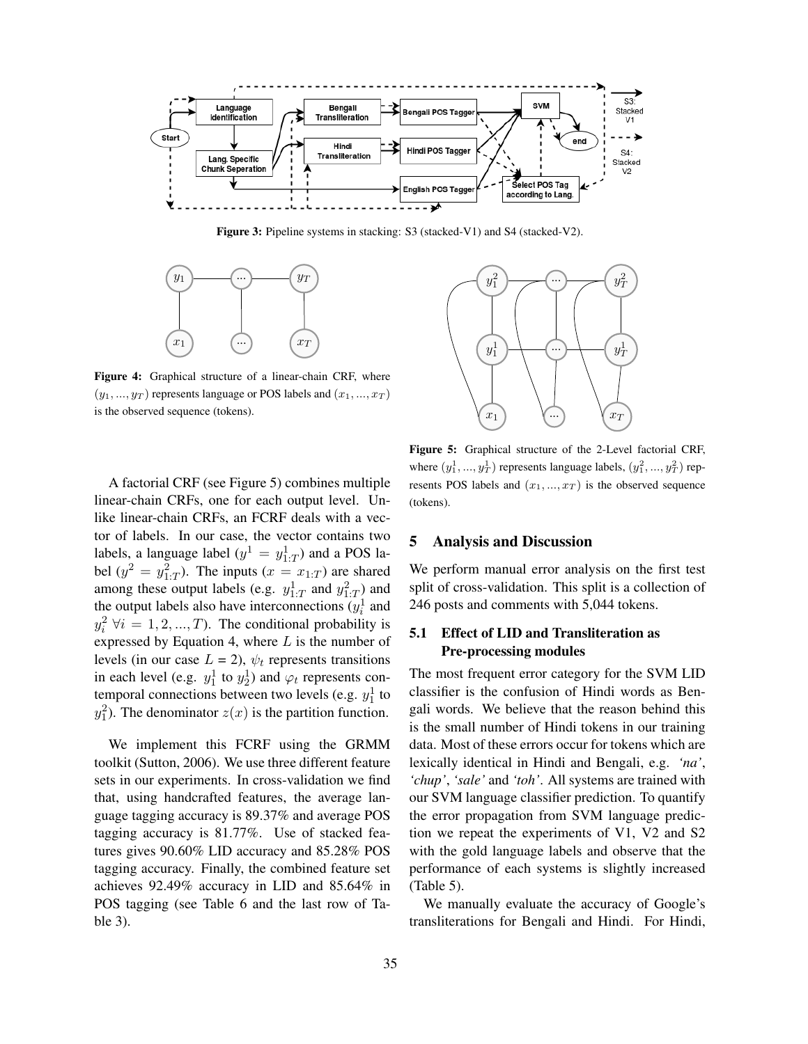Figure 3: Pipeline systems in stacking: S3 (stacked-V1) and S4 (stacked-V2).

Figure 4: Graphical structure of a linear-chain CRF, where $(y_1, ..., y_T)$ represents language or POS labels and $(x_1, ..., x_T)$ is the observed sequence (tokens).

Figure 5: Graphical structure of the 2-Level factorial CRF, where $(y^1_1, ..., y^1_T)$ represents language labels, $(y^2_1, ..., y^2_T)$ represents POS labels and $(x_1, ..., x_T)$ is the observed sequence (tokens).

A factorial CRF (see Figure 5) combines multiple linear-chain CRFs, one for each output level. Unlike linear-chain CRFs, an FCRF deals with a vector of labels. In our case, the vector contains two labels, a language label ($y^1 = y^1_{1:T}$) and a POS label ($y^2 = y^2_{1:T}$). The inputs ($x = x_{1:T}$) are shared among these output labels (e.g. $y^1_{1:T}$ and $y^2_{1:T}$) and the output labels also have interconnections ($y^1_i$ and $y^2_i$ $\forall i = 1, 2, ..., T$). The conditional probability is expressed by Equation 4, where $L$ is the number of levels (in our case $L$ = 2), $\psi_t$ represents transitions in each level (e.g. $y^1_1$ to $y^1_2$) and $\varphi_t$ represents contemporal connections between two levels (e.g. $y^1_1$ to $y^2_1$). The denominator $z(x)$ is the partition function.

We implement this FCRF using the GRMM toolkit (Sutton, 2006). We use three different feature sets in our experiments. In cross-validation we find that, using handcrafted features, the average language tagging accuracy is 89.37% and average POS tagging accuracy is 81.77%. Use of stacked features gives 90.60% LID accuracy and 85.28% POS tagging accuracy. Finally, the combined feature set achieves 92.49% accuracy in LID and 85.64% in POS tagging (see Table 6 and the last row of Table 3).

## 5 Analysis and Discussion

We perform manual error analysis on the first test split of cross-validation. This split is a collection of 246 posts and comments with 5,044 tokens.

### 5.1 Effect of LID and Transliteration as Pre-processing modules

The most frequent error category for the SVM LID classifier is the confusion of Hindi words as Bengali words. We believe that the reason behind this is the small number of Hindi tokens in our training data. Most of these errors occur for tokens which are lexically identical in Hindi and Bengali, e.g. *'na'*, *'chup'*, *'sale'* and *'toh'*. All systems are trained with our SVM language classifier prediction. To quantify the error propagation from SVM language prediction we repeat the experiments of V1, V2 and S2 with the gold language labels and observe that the performance of each systems is slightly increased (Table 5).

We manually evaluate the accuracy of Google's transliterations for Bengali and Hindi. For Hindi,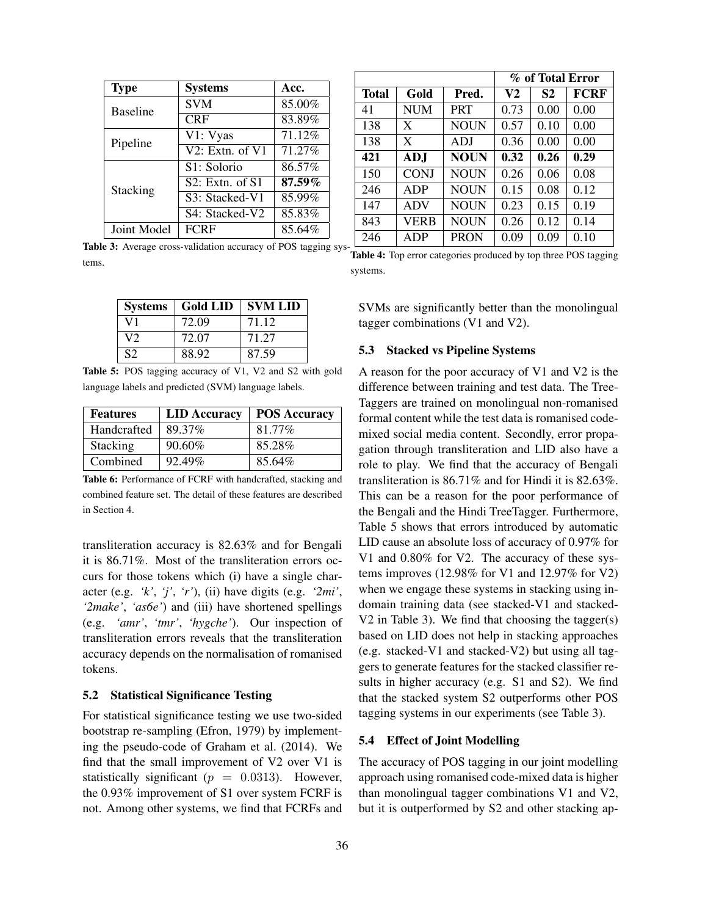| Type | Systems | Acc. |
|---|---|---|
| Baseline | SVM | 85.00% |
| | CRF | 83.89% |
| Pipeline | V1: Vyas | 71.12% |
| | V2: Extn. of V1 | 71.27% |
| Stacking | S1: Solorio | 86.57% |
| | S2: Extn. of S1 | **87.59%** |
| | S3: Stacked-V1 | 85.99% |
| | S4: Stacked-V2 | 85.83% |
| Joint Model | FCRF | 85.64% |

**Table 3:** Average cross-validation accuracy of POS tagging systems.

| | | | % of Total Error | | |
|---|---|---|---|---|---|
| **Total** | **Gold** | **Pred.** | **V2** | **S2** | **FCRF** |
| 41 | NUM | PRT | 0.73 | 0.00 | 0.00 |
| 138 | X | NOUN | 0.57 | 0.10 | 0.00 |
| 138 | X | ADJ | 0.36 | 0.00 | 0.00 |
| **421** | **ADJ** | **NOUN** | **0.32** | **0.26** | **0.29** |
| 150 | CONJ | NOUN | 0.26 | 0.06 | 0.08 |
| 246 | ADP | NOUN | 0.15 | 0.08 | 0.12 |
| 147 | ADV | NOUN | 0.23 | 0.15 | 0.19 |
| 843 | VERB | NOUN | 0.26 | 0.12 | 0.14 |
| 246 | ADP | PRON | 0.09 | 0.09 | 0.10 |

**Table 4:** Top error categories produced by top three POS tagging systems.

| Systems | Gold LID | SVM LID |
|---|---|---|
| V1 | 72.09 | 71.12 |
| V2 | 72.07 | 71.27 |
| S2 | 88.92 | 87.59 |

**Table 5:** POS tagging accuracy of V1, V2 and S2 with gold language labels and predicted (SVM) language labels.

| Features | LID Accuracy | POS Accuracy |
|---|---|---|
| Handcrafted | 89.37% | 81.77% |
| Stacking | 90.60% | 85.28% |
| Combined | 92.49% | 85.64% |

**Table 6:** Performance of FCRF with handcrafted, stacking and combined feature set. The detail of these features are described in Section 4.

transliteration accuracy is 82.63% and for Bengali it is 86.71%. Most of the transliteration errors occurs for those tokens which (i) have a single character (e.g. *'k'*, *'j'*, *'r'*), (ii) have digits (e.g. *'2mi'*, *'2make'*, *'as6e'*) and (iii) have shortened spellings (e.g. *'amr'*, *'tmr'*, *'hygche'*). Our inspection of transliteration errors reveals that the transliteration accuracy depends on the normalisation of romanised tokens.

### 5.2 Statistical Significance Testing

For statistical significance testing we use two-sided bootstrap re-sampling (Efron, 1979) by implementing the pseudo-code of Graham et al. (2014). We find that the small improvement of V2 over V1 is statistically significant ($p = 0.0313$). However, the 0.93% improvement of S1 over system FCRF is not. Among other systems, we find that FCRFs and SVMs are significantly better than the monolingual tagger combinations (V1 and V2).

### 5.3 Stacked vs Pipeline Systems

A reason for the poor accuracy of V1 and V2 is the difference between training and test data. The TreeTaggers are trained on monolingual non-romanised formal content while the test data is romanised code-mixed social media content. Secondly, error propagation through transliteration and LID also have a role to play. We find that the accuracy of Bengali transliteration is 86.71% and for Hindi it is 82.63%. This can be a reason for the poor performance of the Bengali and the Hindi TreeTagger. Furthermore, Table 5 shows that errors introduced by automatic LID cause an absolute loss of accuracy of 0.97% for V1 and 0.80% for V2. The accuracy of these systems improves (12.98% for V1 and 12.97% for V2) when we engage these systems in stacking using in-domain training data (see stacked-V1 and stacked-V2 in Table 3). We find that choosing the tagger(s) based on LID does not help in stacking approaches (e.g. stacked-V1 and stacked-V2) but using all taggers to generate features for the stacked classifier results in higher accuracy (e.g. S1 and S2). We find that the stacked system S2 outperforms other POS tagging systems in our experiments (see Table 3).

### 5.4 Effect of Joint Modelling

The accuracy of POS tagging in our joint modelling approach using romanised code-mixed data is higher than monolingual tagger combinations V1 and V2, but it is outperformed by S2 and other stacking ap-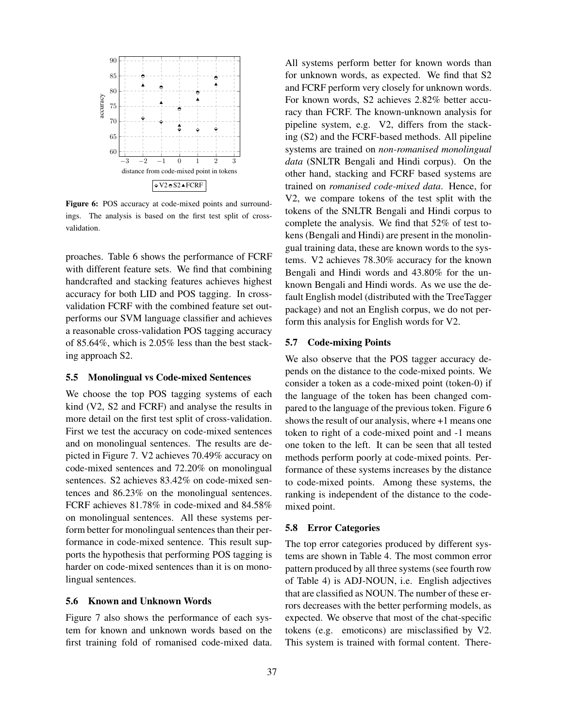Figure 6: POS accuracy at code-mixed points and surroundings. The analysis is based on the first test split of cross-validation.

proaches. Table 6 shows the performance of FCRF with different feature sets. We find that combining handcrafted and stacking features achieves highest accuracy for both LID and POS tagging. In cross-validation FCRF with the combined feature set outperforms our SVM language classifier and achieves a reasonable cross-validation POS tagging accuracy of 85.64%, which is 2.05% less than the best stacking approach S2.

### 5.5 Monolingual vs Code-mixed Sentences

We choose the top POS tagging systems of each kind (V2, S2 and FCRF) and analyse the results in more detail on the first test split of cross-validation. First we test the accuracy on code-mixed sentences and on monolingual sentences. The results are depicted in Figure 7. V2 achieves 70.49% accuracy on code-mixed sentences and 72.20% on monolingual sentences. S2 achieves 83.42% on code-mixed sentences and 86.23% on the monolingual sentences. FCRF achieves 81.78% in code-mixed and 84.58% on monolingual sentences. All these systems perform better for monolingual sentences than their performance in code-mixed sentence. This result supports the hypothesis that performing POS tagging is harder on code-mixed sentences than it is on monolingual sentences.

### 5.6 Known and Unknown Words

Figure 7 also shows the performance of each system for known and unknown words based on the first training fold of romanised code-mixed data. All systems perform better for known words than for unknown words, as expected. We find that S2 and FCRF perform very closely for unknown words. For known words, S2 achieves 2.82% better accuracy than FCRF. The known-unknown analysis for pipeline system, e.g. V2, differs from the stacking (S2) and the FCRF-based methods. All pipeline systems are trained on *non-romanised monolingual data* (SNLTR Bengali and Hindi corpus). On the other hand, stacking and FCRF based systems are trained on *romanised code-mixed data*. Hence, for V2, we compare tokens of the test split with the tokens of the SNLTR Bengali and Hindi corpus to complete the analysis. We find that 52% of test tokens (Bengali and Hindi) are present in the monolingual training data, these are known words to the systems. V2 achieves 78.30% accuracy for the known Bengali and Hindi words and 43.80% for the unknown Bengali and Hindi words. As we use the default English model (distributed with the TreeTagger package) and not an English corpus, we do not perform this analysis for English words for V2.

### 5.7 Code-mixing Points

We also observe that the POS tagger accuracy depends on the distance to the code-mixed points. We consider a token as a code-mixed point (token-0) if the language of the token has been changed compared to the language of the previous token. Figure 6 shows the result of our analysis, where +1 means one token to right of a code-mixed point and -1 means one token to the left. It can be seen that all tested methods perform poorly at code-mixed points. Performance of these systems increases by the distance to code-mixed points. Among these systems, the ranking is independent of the distance to the code-mixed point.

### 5.8 Error Categories

The top error categories produced by different systems are shown in Table 4. The most common error pattern produced by all three systems (see fourth row of Table 4) is ADJ-NOUN, i.e. English adjectives that are classified as NOUN. The number of these errors decreases with the better performing models, as expected. We observe that most of the chat-specific tokens (e.g. emoticons) are misclassified by V2. This system is trained with formal content. There-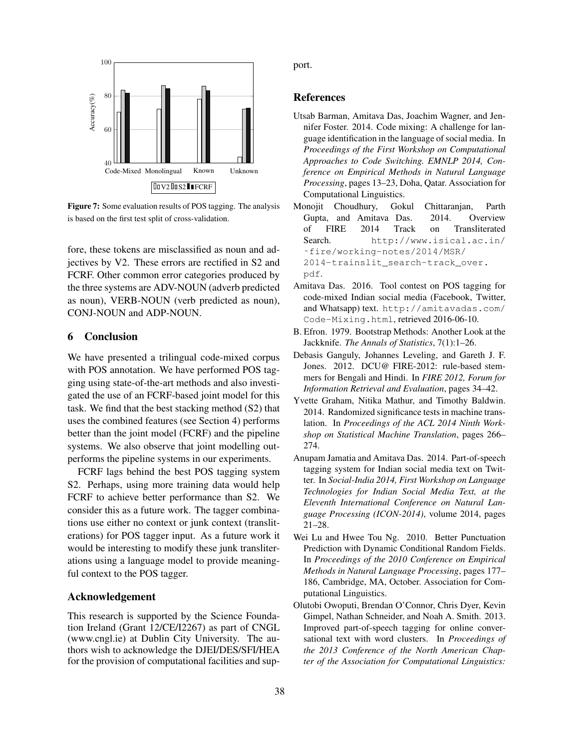Figure 7: Some evaluation results of POS tagging. The analysis is based on the first test split of cross-validation.

fore, these tokens are misclassified as noun and adjectives by V2. These errors are rectified in S2 and FCRF. Other common error categories produced by the three systems are ADV-NOUN (adverb predicted as noun), VERB-NOUN (verb predicted as noun), CONJ-NOUN and ADP-NOUN.

## 6 Conclusion

We have presented a trilingual code-mixed corpus with POS annotation. We have performed POS tagging using state-of-the-art methods and also investigated the use of an FCRF-based joint model for this task. We find that the best stacking method (S2) that uses the combined features (see Section 4) performs better than the joint model (FCRF) and the pipeline systems. We also observe that joint modelling outperforms the pipeline systems in our experiments.

FCRF lags behind the best POS tagging system S2. Perhaps, using more training data would help FCRF to achieve better performance than S2. We consider this as a future work. The tagger combinations use either no context or junk context (transliterations) for POS tagger input. As a future work it would be interesting to modify these junk transliterations using a language model to provide meaningful context to the POS tagger.

## Acknowledgement

This research is supported by the Science Foundation Ireland (Grant 12/CE/I2267) as part of CNGL (www.cngl.ie) at Dublin City University. The authors wish to acknowledge the DJEI/DES/SFI/HEA for the provision of computational facilities and support.

## References

Utsab Barman, Amitava Das, Joachim Wagner, and Jennifer Foster. 2014. Code mixing: A challenge for language identification in the language of social media. In *Proceedings of the First Workshop on Computational Approaches to Code Switching. EMNLP 2014, Conference on Empirical Methods in Natural Language Processing*, pages 13–23, Doha, Qatar. Association for Computational Linguistics.

Monojit Choudhury, Gokul Chittaranjan, Parth Gupta, and Amitava Das. 2014. Overview of FIRE 2014 Track on Transliterated Search. http://www.isical.ac.in/~fire/working-notes/2014/MSR/2014-trainslit_search-track_over.pdf.

Amitava Das. 2016. Tool contest on POS tagging for code-mixed Indian social media (Facebook, Twitter, and Whatsapp) text. http://amitavadas.com/Code-Mixing.html, retrieved 2016-06-10.

B. Efron. 1979. Bootstrap Methods: Another Look at the Jackknife. *The Annals of Statistics*, 7(1):1–26.

Debasis Ganguly, Johannes Leveling, and Gareth J. F. Jones. 2012. DCU@ FIRE-2012: rule-based stemmers for Bengali and Hindi. In *FIRE 2012, Forum for Information Retrieval and Evaluation*, pages 34–42.

Yvette Graham, Nitika Mathur, and Timothy Baldwin. 2014. Randomized significance tests in machine translation. In *Proceedings of the ACL 2014 Ninth Workshop on Statistical Machine Translation*, pages 266–274.

Anupam Jamatia and Amitava Das. 2014. Part-of-speech tagging system for Indian social media text on Twitter. In *Social-India 2014, First Workshop on Language Technologies for Indian Social Media Text, at the Eleventh International Conference on Natural Language Processing (ICON-2014)*, volume 2014, pages 21–28.

Wei Lu and Hwee Tou Ng. 2010. Better Punctuation Prediction with Dynamic Conditional Random Fields. In *Proceedings of the 2010 Conference on Empirical Methods in Natural Language Processing*, pages 177–186, Cambridge, MA, October. Association for Computational Linguistics.

Olutobi Owoputi, Brendan O'Connor, Chris Dyer, Kevin Gimpel, Nathan Schneider, and Noah A. Smith. 2013. Improved part-of-speech tagging for online conversational text with word clusters. In *Proceedings of the 2013 Conference of the North American Chapter of the Association for Computational Linguistics:*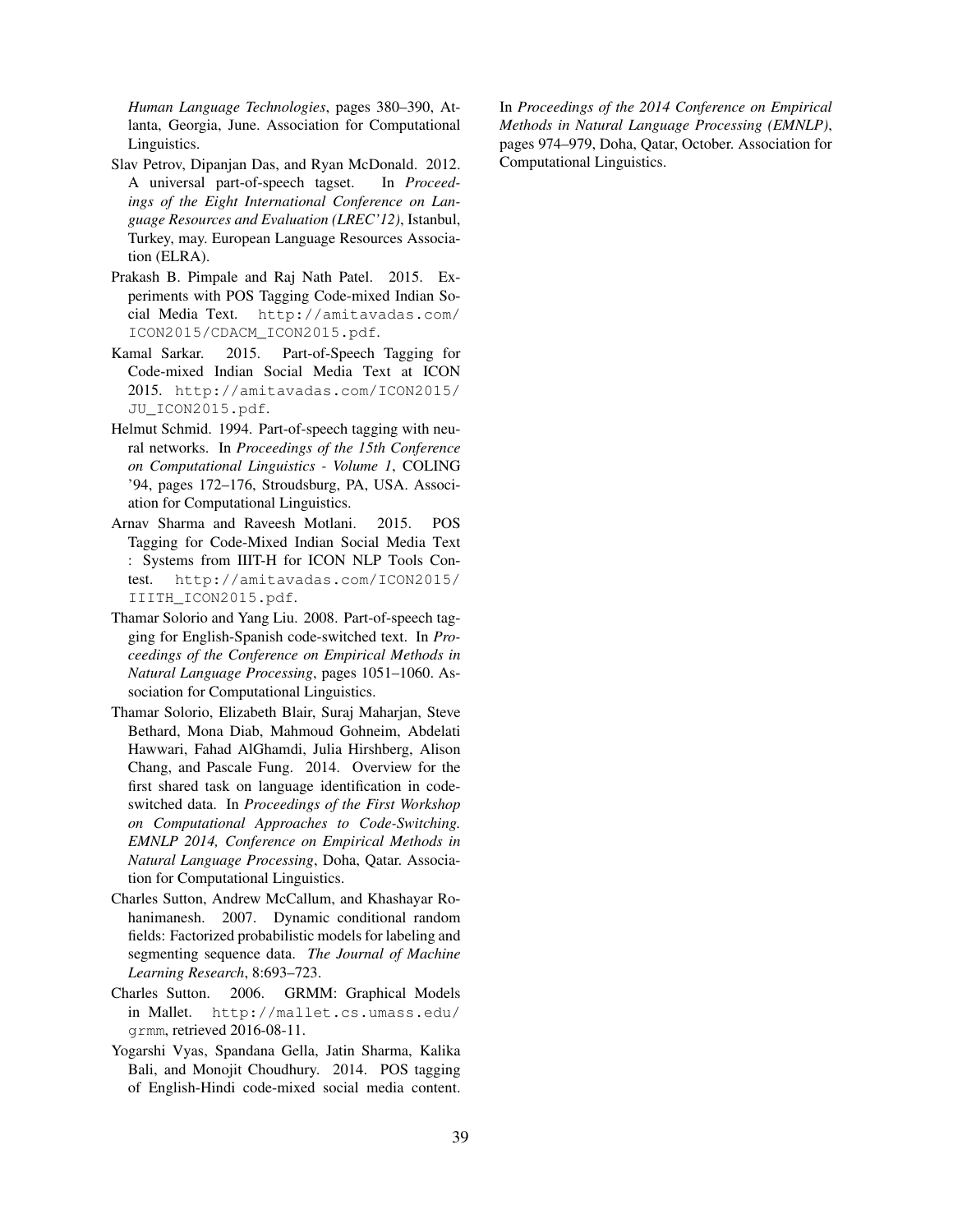*Human Language Technologies*, pages 380–390, Atlanta, Georgia, June. Association for Computational Linguistics.

Slav Petrov, Dipanjan Das, and Ryan McDonald. 2012. A universal part-of-speech tagset. In *Proceedings of the Eight International Conference on Language Resources and Evaluation (LREC'12)*, Istanbul, Turkey, may. European Language Resources Association (ELRA).

Prakash B. Pimpale and Raj Nath Patel. 2015. Experiments with POS Tagging Code-mixed Indian Social Media Text. http://amitavadas.com/ICON2015/CDACM_ICON2015.pdf.

Kamal Sarkar. 2015. Part-of-Speech Tagging for Code-mixed Indian Social Media Text at ICON 2015. http://amitavadas.com/ICON2015/JU_ICON2015.pdf.

Helmut Schmid. 1994. Part-of-speech tagging with neural networks. In *Proceedings of the 15th Conference on Computational Linguistics - Volume 1*, COLING '94, pages 172–176, Stroudsburg, PA, USA. Association for Computational Linguistics.

Arnav Sharma and Raveesh Motlani. 2015. POS Tagging for Code-Mixed Indian Social Media Text : Systems from IIIT-H for ICON NLP Tools Contest. http://amitavadas.com/ICON2015/IIITH_ICON2015.pdf.

Thamar Solorio and Yang Liu. 2008. Part-of-speech tagging for English-Spanish code-switched text. In *Proceedings of the Conference on Empirical Methods in Natural Language Processing*, pages 1051–1060. Association for Computational Linguistics.

Thamar Solorio, Elizabeth Blair, Suraj Maharjan, Steve Bethard, Mona Diab, Mahmoud Gohneim, Abdelati Hawwari, Fahad AlGhamdi, Julia Hirshberg, Alison Chang, and Pascale Fung. 2014. Overview for the first shared task on language identification in code-switched data. In *Proceedings of the First Workshop on Computational Approaches to Code-Switching. EMNLP 2014, Conference on Empirical Methods in Natural Language Processing*, Doha, Qatar. Association for Computational Linguistics.

Charles Sutton, Andrew McCallum, and Khashayar Rohanimanesh. 2007. Dynamic conditional random fields: Factorized probabilistic models for labeling and segmenting sequence data. *The Journal of Machine Learning Research*, 8:693–723.

Charles Sutton. 2006. GRMM: Graphical Models in Mallet. http://mallet.cs.umass.edu/grmm, retrieved 2016-08-11.

Yogarshi Vyas, Spandana Gella, Jatin Sharma, Kalika Bali, and Monojit Choudhury. 2014. POS tagging of English-Hindi code-mixed social media content. In *Proceedings of the 2014 Conference on Empirical Methods in Natural Language Processing (EMNLP)*, pages 974–979, Doha, Qatar, October. Association for Computational Linguistics.